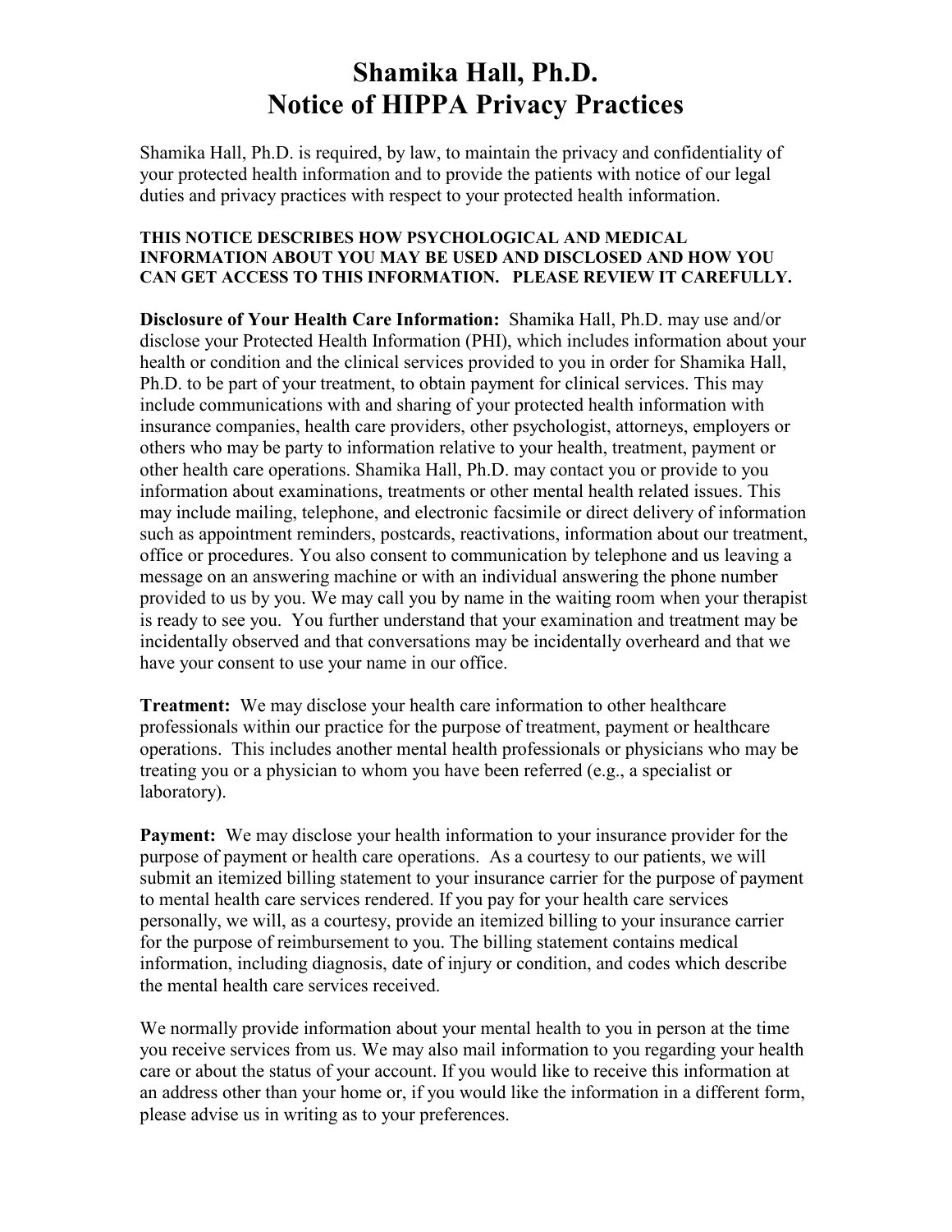# Shamika Hall, Ph.D.
# Notice of HIPPA Privacy Practices

Shamika Hall, Ph.D. is required, by law, to maintain the privacy and confidentiality of your protected health information and to provide the patients with notice of our legal duties and privacy practices with respect to your protected health information.

**THIS NOTICE DESCRIBES HOW PSYCHOLOGICAL AND MEDICAL INFORMATION ABOUT YOU MAY BE USED AND DISCLOSED AND HOW YOU CAN GET ACCESS TO THIS INFORMATION. PLEASE REVIEW IT CAREFULLY.**

**Disclosure of Your Health Care Information:** Shamika Hall, Ph.D. may use and/or disclose your Protected Health Information (PHI), which includes information about your health or condition and the clinical services provided to you in order for Shamika Hall, Ph.D. to be part of your treatment, to obtain payment for clinical services. This may include communications with and sharing of your protected health information with insurance companies, health care providers, other psychologist, attorneys, employers or others who may be party to information relative to your health, treatment, payment or other health care operations. Shamika Hall, Ph.D. may contact you or provide to you information about examinations, treatments or other mental health related issues. This may include mailing, telephone, and electronic facsimile or direct delivery of information such as appointment reminders, postcards, reactivations, information about our treatment, office or procedures. You also consent to communication by telephone and us leaving a message on an answering machine or with an individual answering the phone number provided to us by you. We may call you by name in the waiting room when your therapist is ready to see you. You further understand that your examination and treatment may be incidentally observed and that conversations may be incidentally overheard and that we have your consent to use your name in our office.

**Treatment:** We may disclose your health care information to other healthcare professionals within our practice for the purpose of treatment, payment or healthcare operations. This includes another mental health professionals or physicians who may be treating you or a physician to whom you have been referred (e.g., a specialist or laboratory).

**Payment:** We may disclose your health information to your insurance provider for the purpose of payment or health care operations. As a courtesy to our patients, we will submit an itemized billing statement to your insurance carrier for the purpose of payment to mental health care services rendered. If you pay for your health care services personally, we will, as a courtesy, provide an itemized billing to your insurance carrier for the purpose of reimbursement to you. The billing statement contains medical information, including diagnosis, date of injury or condition, and codes which describe the mental health care services received.

We normally provide information about your mental health to you in person at the time you receive services from us. We may also mail information to you regarding your health care or about the status of your account. If you would like to receive this information at an address other than your home or, if you would like the information in a different form, please advise us in writing as to your preferences.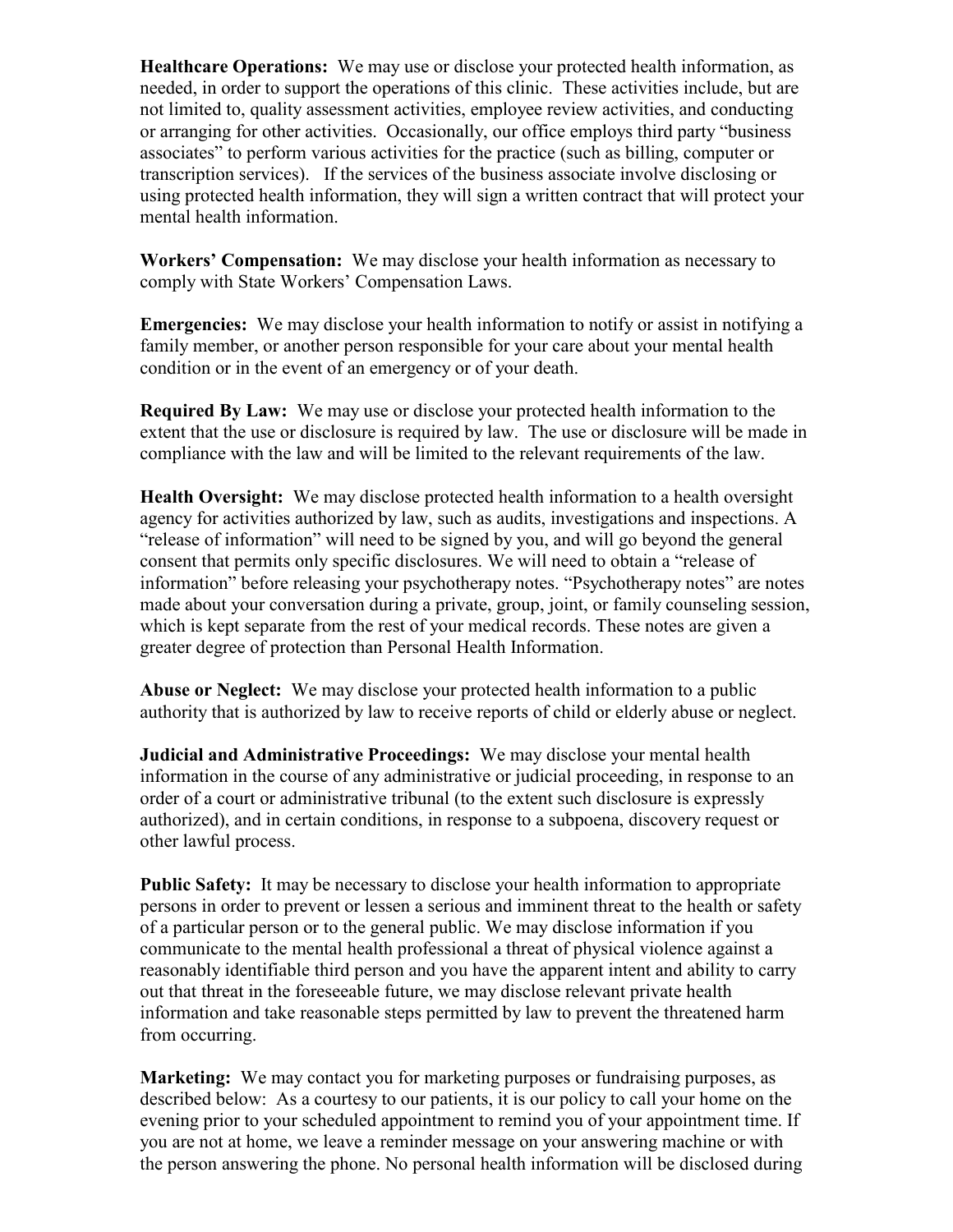**Healthcare Operations:** We may use or disclose your protected health information, as needed, in order to support the operations of this clinic. These activities include, but are not limited to, quality assessment activities, employee review activities, and conducting or arranging for other activities. Occasionally, our office employs third party "business associates" to perform various activities for the practice (such as billing, computer or transcription services). If the services of the business associate involve disclosing or using protected health information, they will sign a written contract that will protect your mental health information.

**Workers' Compensation:** We may disclose your health information as necessary to comply with State Workers' Compensation Laws.

**Emergencies:** We may disclose your health information to notify or assist in notifying a family member, or another person responsible for your care about your mental health condition or in the event of an emergency or of your death.

**Required By Law:** We may use or disclose your protected health information to the extent that the use or disclosure is required by law. The use or disclosure will be made in compliance with the law and will be limited to the relevant requirements of the law.

**Health Oversight:** We may disclose protected health information to a health oversight agency for activities authorized by law, such as audits, investigations and inspections. A "release of information" will need to be signed by you, and will go beyond the general consent that permits only specific disclosures. We will need to obtain a "release of information" before releasing your psychotherapy notes. "Psychotherapy notes" are notes made about your conversation during a private, group, joint, or family counseling session, which is kept separate from the rest of your medical records. These notes are given a greater degree of protection than Personal Health Information.

**Abuse or Neglect:** We may disclose your protected health information to a public authority that is authorized by law to receive reports of child or elderly abuse or neglect.

**Judicial and Administrative Proceedings:** We may disclose your mental health information in the course of any administrative or judicial proceeding, in response to an order of a court or administrative tribunal (to the extent such disclosure is expressly authorized), and in certain conditions, in response to a subpoena, discovery request or other lawful process.

**Public Safety:** It may be necessary to disclose your health information to appropriate persons in order to prevent or lessen a serious and imminent threat to the health or safety of a particular person or to the general public. We may disclose information if you communicate to the mental health professional a threat of physical violence against a reasonably identifiable third person and you have the apparent intent and ability to carry out that threat in the foreseeable future, we may disclose relevant private health information and take reasonable steps permitted by law to prevent the threatened harm from occurring.

**Marketing:** We may contact you for marketing purposes or fundraising purposes, as described below: As a courtesy to our patients, it is our policy to call your home on the evening prior to your scheduled appointment to remind you of your appointment time. If you are not at home, we leave a reminder message on your answering machine or with the person answering the phone. No personal health information will be disclosed during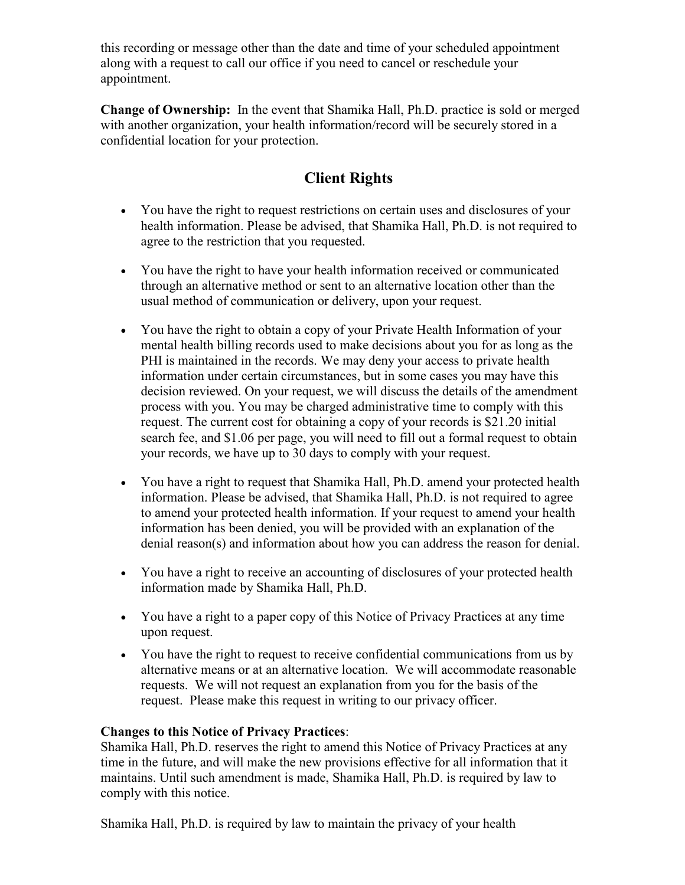this recording or message other than the date and time of your scheduled appointment along with a request to call our office if you need to cancel or reschedule your appointment.

**Change of Ownership:** In the event that Shamika Hall, Ph.D. practice is sold or merged with another organization, your health information/record will be securely stored in a confidential location for your protection.

## Client Rights

- You have the right to request restrictions on certain uses and disclosures of your health information. Please be advised, that Shamika Hall, Ph.D. is not required to agree to the restriction that you requested.
- You have the right to have your health information received or communicated through an alternative method or sent to an alternative location other than the usual method of communication or delivery, upon your request.
- You have the right to obtain a copy of your Private Health Information of your mental health billing records used to make decisions about you for as long as the PHI is maintained in the records. We may deny your access to private health information under certain circumstances, but in some cases you may have this decision reviewed. On your request, we will discuss the details of the amendment process with you. You may be charged administrative time to comply with this request. The current cost for obtaining a copy of your records is $21.20 initial search fee, and $1.06 per page, you will need to fill out a formal request to obtain your records, we have up to 30 days to comply with your request.
- You have a right to request that Shamika Hall, Ph.D. amend your protected health information. Please be advised, that Shamika Hall, Ph.D. is not required to agree to amend your protected health information. If your request to amend your health information has been denied, you will be provided with an explanation of the denial reason(s) and information about how you can address the reason for denial.
- You have a right to receive an accounting of disclosures of your protected health information made by Shamika Hall, Ph.D.
- You have a right to a paper copy of this Notice of Privacy Practices at any time upon request.
- You have the right to request to receive confidential communications from us by alternative means or at an alternative location. We will accommodate reasonable requests. We will not request an explanation from you for the basis of the request. Please make this request in writing to our privacy officer.

**Changes to this Notice of Privacy Practices**:
Shamika Hall, Ph.D. reserves the right to amend this Notice of Privacy Practices at any time in the future, and will make the new provisions effective for all information that it maintains. Until such amendment is made, Shamika Hall, Ph.D. is required by law to comply with this notice.

Shamika Hall, Ph.D. is required by law to maintain the privacy of your health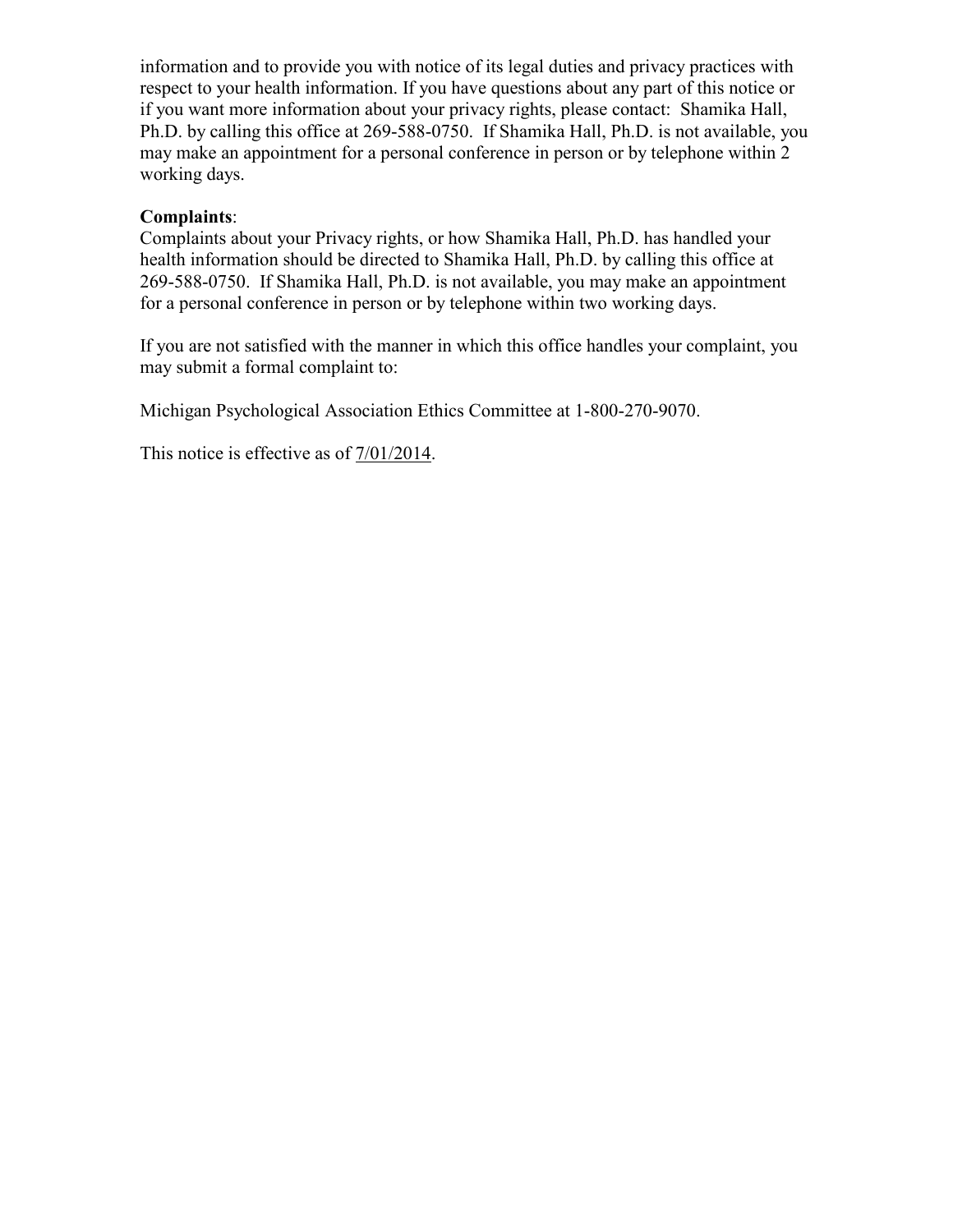information and to provide you with notice of its legal duties and privacy practices with respect to your health information. If you have questions about any part of this notice or if you want more information about your privacy rights, please contact: Shamika Hall, Ph.D. by calling this office at 269-588-0750. If Shamika Hall, Ph.D. is not available, you may make an appointment for a personal conference in person or by telephone within 2 working days.

**Complaints**:
Complaints about your Privacy rights, or how Shamika Hall, Ph.D. has handled your health information should be directed to Shamika Hall, Ph.D. by calling this office at 269-588-0750. If Shamika Hall, Ph.D. is not available, you may make an appointment for a personal conference in person or by telephone within two working days.

If you are not satisfied with the manner in which this office handles your complaint, you may submit a formal complaint to:

Michigan Psychological Association Ethics Committee at 1-800-270-9070.

This notice is effective as of 7/01/2014.